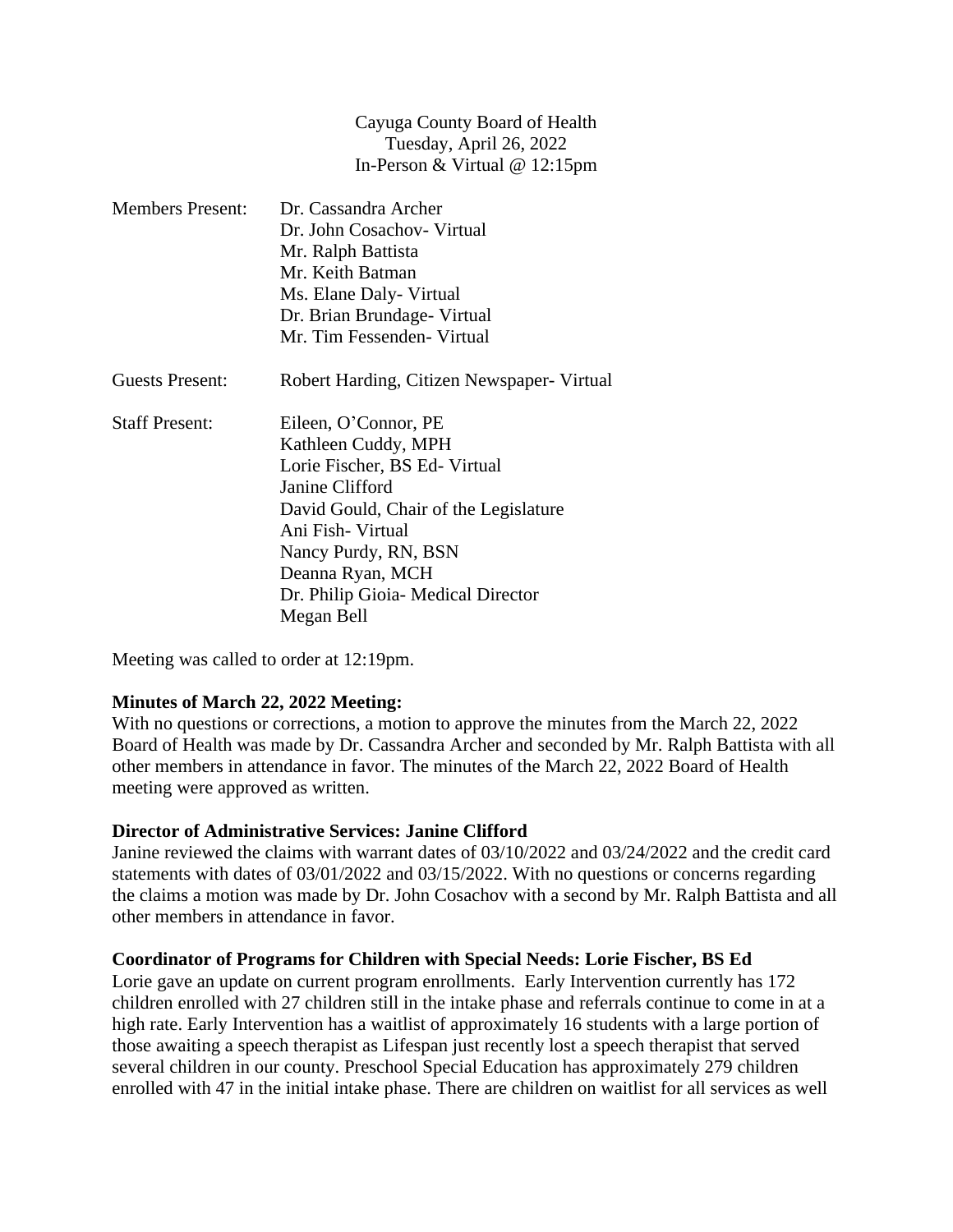Cayuga County Board of Health
Tuesday, April 26, 2022
In-Person & Virtual @ 12:15pm

| | |
|---|---|
| Members Present: | Dr. Cassandra Archer<br>Dr. John Cosachov- Virtual<br>Mr. Ralph Battista<br>Mr. Keith Batman<br>Ms. Elane Daly- Virtual<br>Dr. Brian Brundage- Virtual<br>Mr. Tim Fessenden- Virtual |
| Guests Present: | Robert Harding, Citizen Newspaper- Virtual |
| Staff Present: | Eileen, O'Connor, PE<br>Kathleen Cuddy, MPH<br>Lorie Fischer, BS Ed- Virtual<br>Janine Clifford<br>David Gould, Chair of the Legislature<br>Ani Fish- Virtual<br>Nancy Purdy, RN, BSN<br>Deanna Ryan, MCH<br>Dr. Philip Gioia- Medical Director<br>Megan Bell |

Meeting was called to order at 12:19pm.

**Minutes of March 22, 2022 Meeting:**
With no questions or corrections, a motion to approve the minutes from the March 22, 2022 Board of Health was made by Dr. Cassandra Archer and seconded by Mr. Ralph Battista with all other members in attendance in favor. The minutes of the March 22, 2022 Board of Health meeting were approved as written.

**Director of Administrative Services: Janine Clifford**
Janine reviewed the claims with warrant dates of 03/10/2022 and 03/24/2022 and the credit card statements with dates of 03/01/2022 and 03/15/2022. With no questions or concerns regarding the claims a motion was made by Dr. John Cosachov with a second by Mr. Ralph Battista and all other members in attendance in favor.

**Coordinator of Programs for Children with Special Needs: Lorie Fischer, BS Ed**
Lorie gave an update on current program enrollments. Early Intervention currently has 172 children enrolled with 27 children still in the intake phase and referrals continue to come in at a high rate. Early Intervention has a waitlist of approximately 16 students with a large portion of those awaiting a speech therapist as Lifespan just recently lost a speech therapist that served several children in our county. Preschool Special Education has approximately 279 children enrolled with 47 in the initial intake phase. There are children on waitlist for all services as well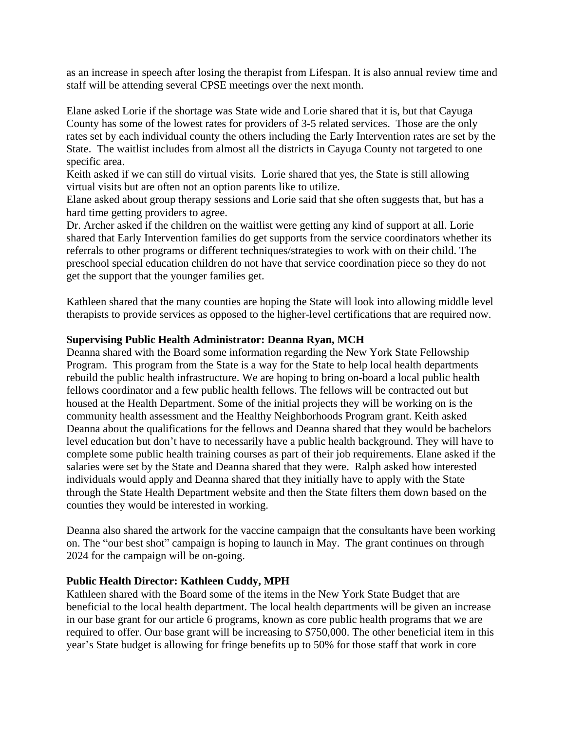as an increase in speech after losing the therapist from Lifespan. It is also annual review time and staff will be attending several CPSE meetings over the next month.

Elane asked Lorie if the shortage was State wide and Lorie shared that it is, but that Cayuga County has some of the lowest rates for providers of 3-5 related services. Those are the only rates set by each individual county the others including the Early Intervention rates are set by the State. The waitlist includes from almost all the districts in Cayuga County not targeted to one specific area.

Keith asked if we can still do virtual visits. Lorie shared that yes, the State is still allowing virtual visits but are often not an option parents like to utilize.

Elane asked about group therapy sessions and Lorie said that she often suggests that, but has a hard time getting providers to agree.

Dr. Archer asked if the children on the waitlist were getting any kind of support at all. Lorie shared that Early Intervention families do get supports from the service coordinators whether its referrals to other programs or different techniques/strategies to work with on their child. The preschool special education children do not have that service coordination piece so they do not get the support that the younger families get.

Kathleen shared that the many counties are hoping the State will look into allowing middle level therapists to provide services as opposed to the higher-level certifications that are required now.

**Supervising Public Health Administrator: Deanna Ryan, MCH**

Deanna shared with the Board some information regarding the New York State Fellowship Program. This program from the State is a way for the State to help local health departments rebuild the public health infrastructure. We are hoping to bring on-board a local public health fellows coordinator and a few public health fellows. The fellows will be contracted out but housed at the Health Department. Some of the initial projects they will be working on is the community health assessment and the Healthy Neighborhoods Program grant. Keith asked Deanna about the qualifications for the fellows and Deanna shared that they would be bachelors level education but don't have to necessarily have a public health background. They will have to complete some public health training courses as part of their job requirements. Elane asked if the salaries were set by the State and Deanna shared that they were. Ralph asked how interested individuals would apply and Deanna shared that they initially have to apply with the State through the State Health Department website and then the State filters them down based on the counties they would be interested in working.

Deanna also shared the artwork for the vaccine campaign that the consultants have been working on. The "our best shot" campaign is hoping to launch in May. The grant continues on through 2024 for the campaign will be on-going.

**Public Health Director: Kathleen Cuddy, MPH**

Kathleen shared with the Board some of the items in the New York State Budget that are beneficial to the local health department. The local health departments will be given an increase in our base grant for our article 6 programs, known as core public health programs that we are required to offer. Our base grant will be increasing to $750,000. The other beneficial item in this year's State budget is allowing for fringe benefits up to 50% for those staff that work in core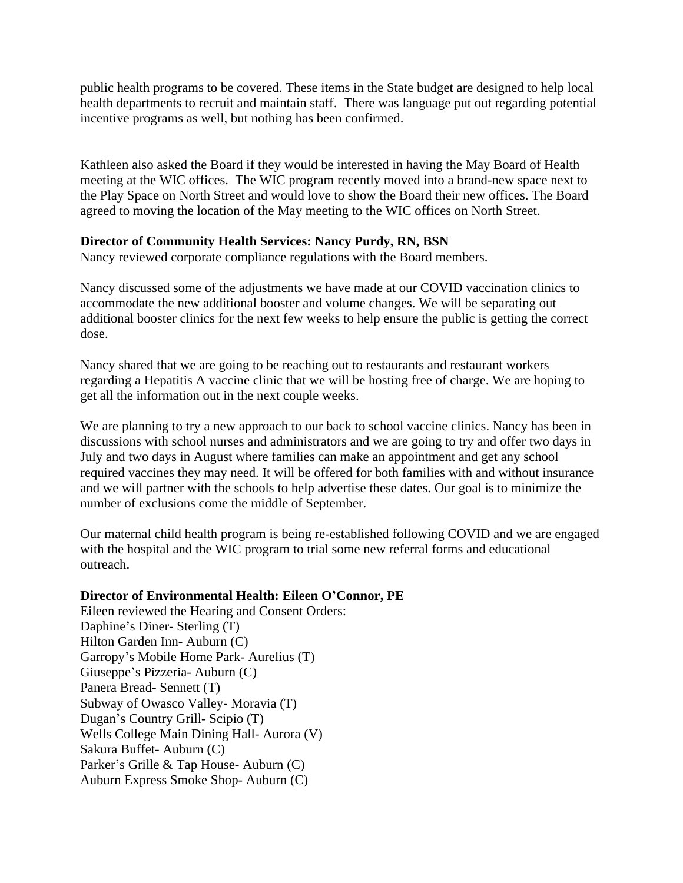public health programs to be covered. These items in the State budget are designed to help local health departments to recruit and maintain staff. There was language put out regarding potential incentive programs as well, but nothing has been confirmed.

Kathleen also asked the Board if they would be interested in having the May Board of Health meeting at the WIC offices. The WIC program recently moved into a brand-new space next to the Play Space on North Street and would love to show the Board their new offices. The Board agreed to moving the location of the May meeting to the WIC offices on North Street.

**Director of Community Health Services: Nancy Purdy, RN, BSN**
Nancy reviewed corporate compliance regulations with the Board members.

Nancy discussed some of the adjustments we have made at our COVID vaccination clinics to accommodate the new additional booster and volume changes. We will be separating out additional booster clinics for the next few weeks to help ensure the public is getting the correct dose.

Nancy shared that we are going to be reaching out to restaurants and restaurant workers regarding a Hepatitis A vaccine clinic that we will be hosting free of charge. We are hoping to get all the information out in the next couple weeks.

We are planning to try a new approach to our back to school vaccine clinics. Nancy has been in discussions with school nurses and administrators and we are going to try and offer two days in July and two days in August where families can make an appointment and get any school required vaccines they may need. It will be offered for both families with and without insurance and we will partner with the schools to help advertise these dates. Our goal is to minimize the number of exclusions come the middle of September.

Our maternal child health program is being re-established following COVID and we are engaged with the hospital and the WIC program to trial some new referral forms and educational outreach.

**Director of Environmental Health: Eileen O'Connor, PE**
Eileen reviewed the Hearing and Consent Orders:
Daphine's Diner- Sterling (T)
Hilton Garden Inn- Auburn (C)
Garropy's Mobile Home Park- Aurelius (T)
Giuseppe's Pizzeria- Auburn (C)
Panera Bread- Sennett (T)
Subway of Owasco Valley- Moravia (T)
Dugan's Country Grill- Scipio (T)
Wells College Main Dining Hall- Aurora (V)
Sakura Buffet- Auburn (C)
Parker's Grille & Tap House- Auburn (C)
Auburn Express Smoke Shop- Auburn (C)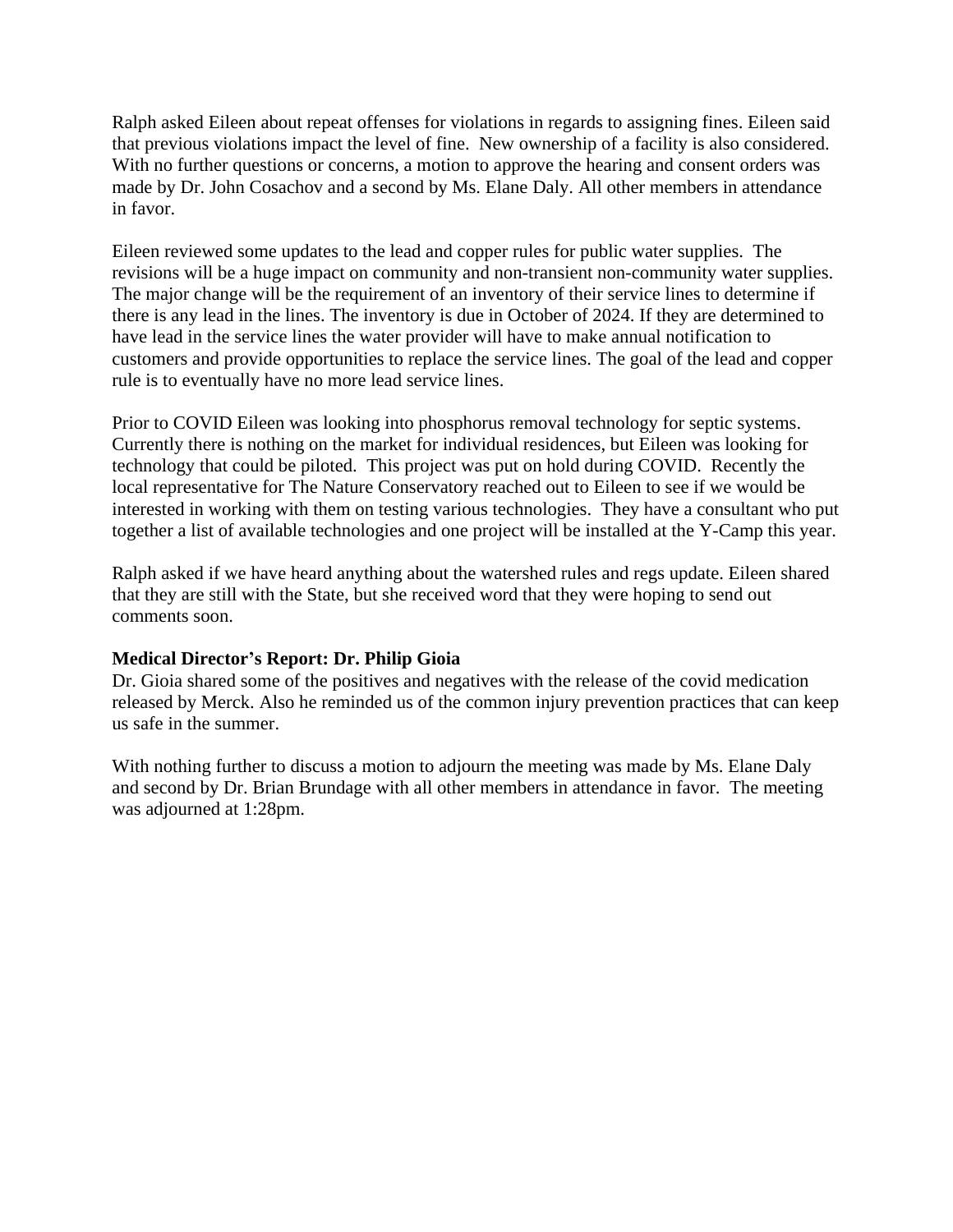Ralph asked Eileen about repeat offenses for violations in regards to assigning fines. Eileen said that previous violations impact the level of fine. New ownership of a facility is also considered. With no further questions or concerns, a motion to approve the hearing and consent orders was made by Dr. John Cosachov and a second by Ms. Elane Daly. All other members in attendance in favor.

Eileen reviewed some updates to the lead and copper rules for public water supplies. The revisions will be a huge impact on community and non-transient non-community water supplies. The major change will be the requirement of an inventory of their service lines to determine if there is any lead in the lines. The inventory is due in October of 2024. If they are determined to have lead in the service lines the water provider will have to make annual notification to customers and provide opportunities to replace the service lines. The goal of the lead and copper rule is to eventually have no more lead service lines.

Prior to COVID Eileen was looking into phosphorus removal technology for septic systems. Currently there is nothing on the market for individual residences, but Eileen was looking for technology that could be piloted. This project was put on hold during COVID. Recently the local representative for The Nature Conservatory reached out to Eileen to see if we would be interested in working with them on testing various technologies. They have a consultant who put together a list of available technologies and one project will be installed at the Y-Camp this year.

Ralph asked if we have heard anything about the watershed rules and regs update. Eileen shared that they are still with the State, but she received word that they were hoping to send out comments soon.

**Medical Director's Report: Dr. Philip Gioia**
Dr. Gioia shared some of the positives and negatives with the release of the covid medication released by Merck. Also he reminded us of the common injury prevention practices that can keep us safe in the summer.

With nothing further to discuss a motion to adjourn the meeting was made by Ms. Elane Daly and second by Dr. Brian Brundage with all other members in attendance in favor. The meeting was adjourned at 1:28pm.